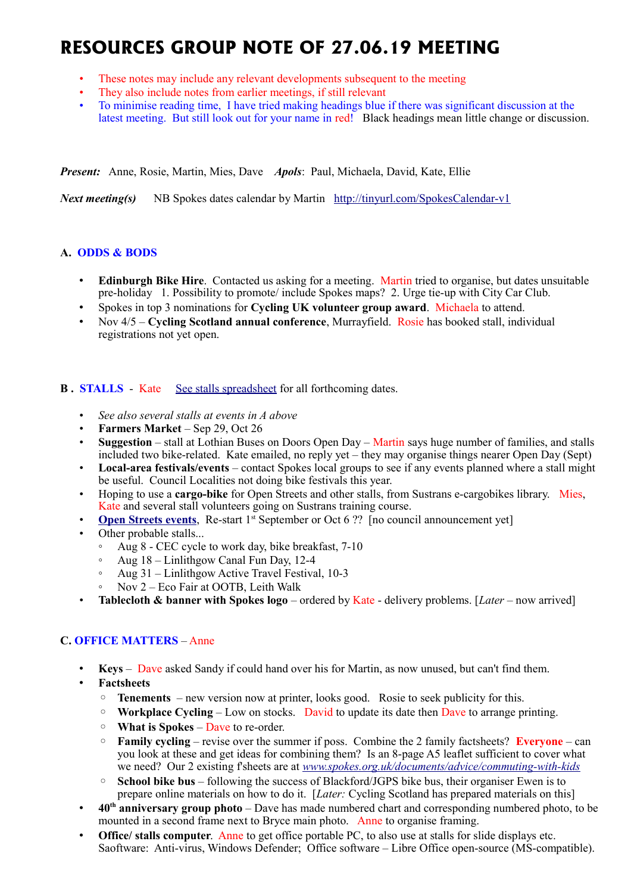# RESOURCES GROUP NOTE OF 27.06.19 MEETING

- These notes may include any relevant developments subsequent to the meeting
- They also include notes from earlier meetings, if still relevant
- To minimise reading time, I have tried making headings blue if there was significant discussion at the latest meeting. But still look out for your name in red! Black headings mean little change or discussion.

***Present:*** Anne, Rosie, Martin, Mies, Dave ***Apols***: Paul, Michaela, David, Kate, Ellie

***Next meeting(s)*** NB Spokes dates calendar by Martin http://tinyurl.com/SpokesCalendar-v1

### A. ODDS & BODS

- **Edinburgh Bike Hire**. Contacted us asking for a meeting. Martin tried to organise, but dates unsuitable pre-holiday 1. Possibility to promote/ include Spokes maps? 2. Urge tie-up with City Car Club.
- Spokes in top 3 nominations for **Cycling UK volunteer group award**. Michaela to attend.
- Nov 4/5 – **Cycling Scotland annual conference**, Murrayfield. Rosie has booked stall, individual registrations not yet open.

### B . STALLS - Kate See stalls spreadsheet for all forthcoming dates.

- *See also several stalls at events in A above*
- **Farmers Market** – Sep 29, Oct 26
- **Suggestion** – stall at Lothian Buses on Doors Open Day – Martin says huge number of families, and stalls included two bike-related. Kate emailed, no reply yet – they may organise things nearer Open Day (Sept)
- **Local-area festivals/events** – contact Spokes local groups to see if any events planned where a stall might be useful. Council Localities not doing bike festivals this year.
- Hoping to use a **cargo-bike** for Open Streets and other stalls, from Sustrans e-cargobikes library. Mies, Kate and several stall volunteers going on Sustrans training course.
- **Open Streets events**, Re-start 1st September or Oct 6 ?? [no council announcement yet]
- Other probable stalls...
  - Aug 8 - CEC cycle to work day, bike breakfast, 7-10
  - Aug 18 – Linlithgow Canal Fun Day, 12-4
  - Aug 31 – Linlithgow Active Travel Festival, 10-3
  - Nov 2 – Eco Fair at OOTB, Leith Walk
- **Tablecloth & banner with Spokes logo** – ordered by Kate - delivery problems. [*Later* – now arrived]

### C. OFFICE MATTERS – Anne

- **Keys** – Dave asked Sandy if could hand over his for Martin, as now unused, but can't find them.
- **Factsheets**
  - **Tenements** – new version now at printer, looks good. Rosie to seek publicity for this.
  - **Workplace Cycling** – Low on stocks. David to update its date then Dave to arrange printing.
  - **What is Spokes** – Dave to re-order.
  - **Family cycling** – revise over the summer if poss. Combine the 2 family factsheets? **Everyone** – can you look at these and get ideas for combining them? Is an 8-page A5 leaflet sufficient to cover what we need? Our 2 existing f'sheets are at *www.spokes.org.uk/documents/advice/commuting-with-kids*
  - **School bike bus** – following the success of Blackford/JGPS bike bus, their organiser Ewen is to prepare online materials on how to do it. [*Later:* Cycling Scotland has prepared materials on this]
- **40th anniversary group photo** – Dave has made numbered chart and corresponding numbered photo, to be mounted in a second frame next to Bryce main photo. Anne to organise framing.
- **Office/ stalls computer**. Anne to get office portable PC, to also use at stalls for slide displays etc. Saoftware: Anti-virus, Windows Defender; Office software – Libre Office open-source (MS-compatible).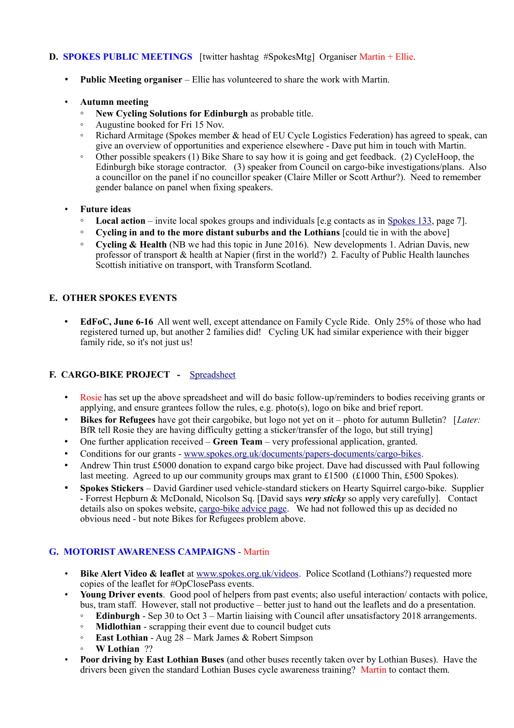## D. SPOKES PUBLIC MEETINGS [twitter hashtag #SpokesMtg] Organiser Martin + Ellie.

- **Public Meeting organiser** – Ellie has volunteered to share the work with Martin.

- **Autumn meeting**
  - **New Cycling Solutions for Edinburgh** as probable title.
  - Augustine booked for Fri 15 Nov.
  - Richard Armitage (Spokes member & head of EU Cycle Logistics Federation) has agreed to speak, can give an overview of opportunities and experience elsewhere - Dave put him in touch with Martin.
  - Other possible speakers (1) Bike Share to say how it is going and get feedback. (2) CycleHoop, the Edinburgh bike storage contractor. (3) speaker from Council on cargo-bike investigations/plans. Also a councillor on the panel if no councillor speaker (Claire Miller or Scott Arthur?). Need to remember gender balance on panel when fixing speakers.

- **Future ideas**
  - **Local action** – invite local spokes groups and individuals [e.g contacts as in Spokes 133, page 7].
  - **Cycling in and to the more distant suburbs and the Lothians** [could tie in with the above]
  - **Cycling & Health** (NB we had this topic in June 2016). New developments 1. Adrian Davis, new professor of transport & health at Napier (first in the world?) 2. Faculty of Public Health launches Scottish initiative on transport, with Transform Scotland.

## E. OTHER SPOKES EVENTS

- **EdFoC, June 6-16** All went well, except attendance on Family Cycle Ride. Only 25% of those who had registered turned up, but another 2 families did! Cycling UK had similar experience with their bigger family ride, so it's not just us!

## F. CARGO-BIKE PROJECT - Spreadsheet

- Rosie has set up the above spreadsheet and will do basic follow-up/reminders to bodies receiving grants or applying, and ensure grantees follow the rules, e.g. photo(s), logo on bike and brief report.
- **Bikes for Refugees** have got their cargobike, but logo not yet on it – photo for autumn Bulletin? [*Later:* BfR tell Rosie they are having difficulty getting a sticker/transfer of the logo, but still trying]
- One further application received – **Green Team** – very professional application, granted.
- Conditions for our grants - www.spokes.org.uk/documents/papers-documents/cargo-bikes.
- Andrew Thin trust £5000 donation to expand cargo bike project. Dave had discussed with Paul following last meeting. Agreed to up our community groups max grant to £1500 (£1000 Thin, £500 Spokes).
- **Spokes Stickers** – David Gardiner used vehicle-standard stickers on Hearty Squirrel cargo-bike. Supplier - Forrest Hepburn & McDonald, Nicolson Sq. [David says ***very sticky*** so apply very carefully]. Contact details also on spokes website, cargo-bike advice page. We had not followed this up as decided no obvious need - but note Bikes for Refugees problem above.

## G. MOTORIST AWARENESS CAMPAIGNS - Martin

- **Bike Alert Video & leaflet** at www.spokes.org.uk/videos. Police Scotland (Lothians?) requested more copies of the leaflet for #OpClosePass events.
- **Young Driver events**. Good pool of helpers from past events; also useful interaction/ contacts with police, bus, tram staff. However, stall not productive – better just to hand out the leaflets and do a presentation.
  - **Edinburgh** - Sep 30 to Oct 3 – Martin liaising with Council after unsatisfactory 2018 arrangements.
  - **Midlothian** - scrapping their event due to council budget cuts
  - **East Lothian** - Aug 28 – Mark James & Robert Simpson
  - **W Lothian** ??
- **Poor driving by East Lothian Buses** (and other buses recently taken over by Lothian Buses). Have the drivers been given the standard Lothian Buses cycle awareness training? Martin to contact them.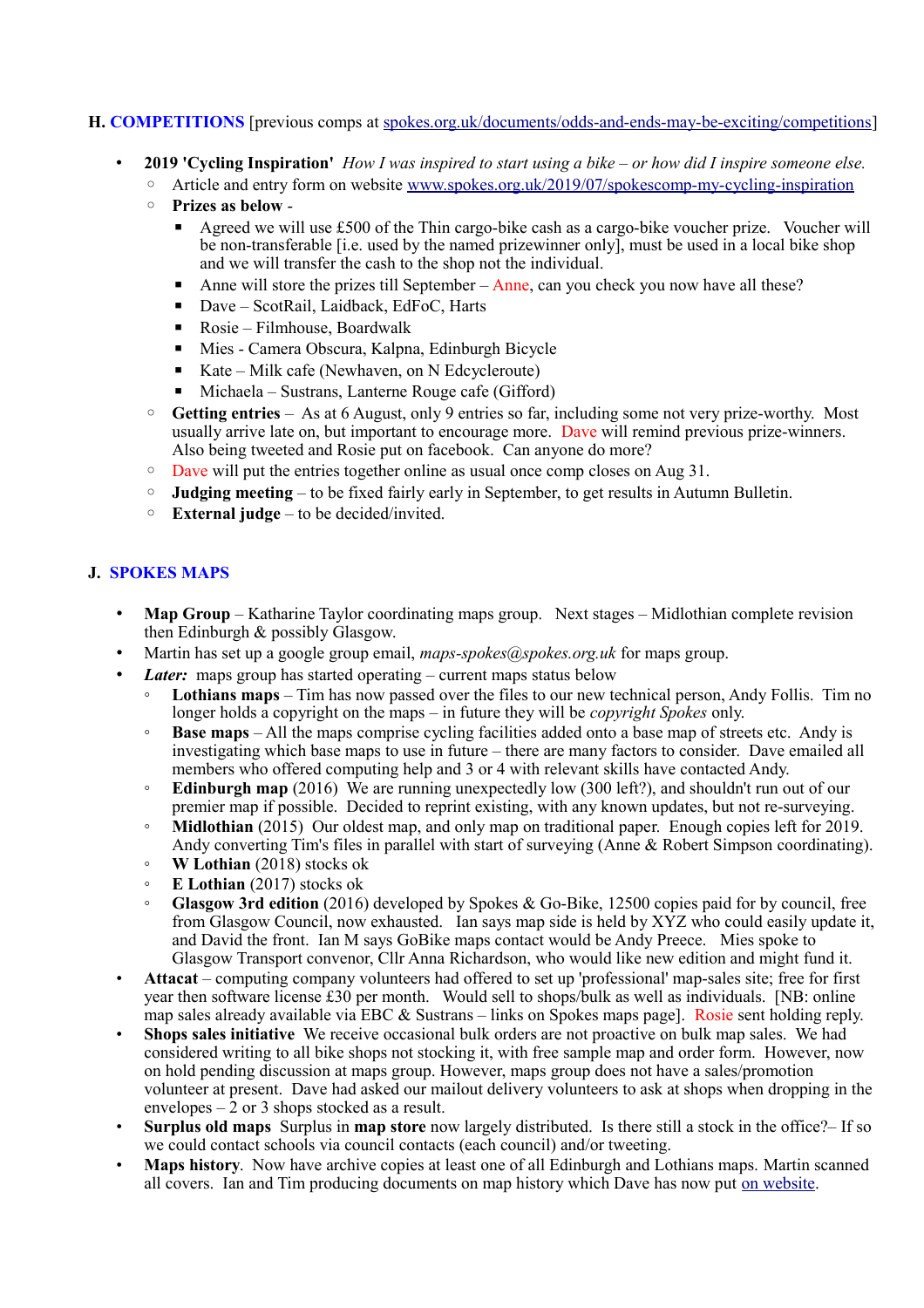## H. COMPETITIONS [previous comps at spokes.org.uk/documents/odds-and-ends-may-be-exciting/competitions]

- **2019 'Cycling Inspiration'** *How I was inspired to start using a bike – or how did I inspire someone else.*
  - Article and entry form on website www.spokes.org.uk/2019/07/spokescomp-my-cycling-inspiration
  - **Prizes as below** -
    - Agreed we will use £500 of the Thin cargo-bike cash as a cargo-bike voucher prize. Voucher will be non-transferable [i.e. used by the named prizewinner only], must be used in a local bike shop and we will transfer the cash to the shop not the individual.
    - Anne will store the prizes till September – Anne, can you check you now have all these?
    - Dave – ScotRail, Laidback, EdFoC, Harts
    - Rosie – Filmhouse, Boardwalk
    - Mies - Camera Obscura, Kalpna, Edinburgh Bicycle
    - Kate – Milk cafe (Newhaven, on N Edcycleroute)
    - Michaela – Sustrans, Lanterne Rouge cafe (Gifford)
  - **Getting entries** – As at 6 August, only 9 entries so far, including some not very prize-worthy. Most usually arrive late on, but important to encourage more. Dave will remind previous prize-winners. Also being tweeted and Rosie put on facebook. Can anyone do more?
  - Dave will put the entries together online as usual once comp closes on Aug 31.
  - **Judging meeting** – to be fixed fairly early in September, to get results in Autumn Bulletin.
  - **External judge** – to be decided/invited.

## J. SPOKES MAPS

- **Map Group** – Katharine Taylor coordinating maps group. Next stages – Midlothian complete revision then Edinburgh & possibly Glasgow.
- Martin has set up a google group email, *maps-spokes@spokes.org.uk* for maps group.
- ***Later:*** maps group has started operating – current maps status below
  - **Lothians maps** – Tim has now passed over the files to our new technical person, Andy Follis. Tim no longer holds a copyright on the maps – in future they will be *copyright Spokes* only.
  - **Base maps** – All the maps comprise cycling facilities added onto a base map of streets etc. Andy is investigating which base maps to use in future – there are many factors to consider. Dave emailed all members who offered computing help and 3 or 4 with relevant skills have contacted Andy.
  - **Edinburgh map** (2016) We are running unexpectedly low (300 left?), and shouldn't run out of our premier map if possible. Decided to reprint existing, with any known updates, but not re-surveying.
  - **Midlothian** (2015) Our oldest map, and only map on traditional paper. Enough copies left for 2019. Andy converting Tim's files in parallel with start of surveying (Anne & Robert Simpson coordinating).
  - **W Lothian** (2018) stocks ok
  - **E Lothian** (2017) stocks ok
  - **Glasgow 3rd edition** (2016) developed by Spokes & Go-Bike, 12500 copies paid for by council, free from Glasgow Council, now exhausted. Ian says map side is held by XYZ who could easily update it, and David the front. Ian M says GoBike maps contact would be Andy Preece. Mies spoke to Glasgow Transport convenor, Cllr Anna Richardson, who would like new edition and might fund it.
- **Attacat** – computing company volunteers had offered to set up 'professional' map-sales site; free for first year then software license £30 per month. Would sell to shops/bulk as well as individuals. [NB: online map sales already available via EBC & Sustrans – links on Spokes maps page]. Rosie sent holding reply.
- **Shops sales initiative** We receive occasional bulk orders are not proactive on bulk map sales. We had considered writing to all bike shops not stocking it, with free sample map and order form. However, now on hold pending discussion at maps group. However, maps group does not have a sales/promotion volunteer at present. Dave had asked our mailout delivery volunteers to ask at shops when dropping in the envelopes – 2 or 3 shops stocked as a result.
- **Surplus old maps** Surplus in **map store** now largely distributed. Is there still a stock in the office?– If so we could contact schools via council contacts (each council) and/or tweeting.
- **Maps history**. Now have archive copies at least one of all Edinburgh and Lothians maps. Martin scanned all covers. Ian and Tim producing documents on map history which Dave has now put on website.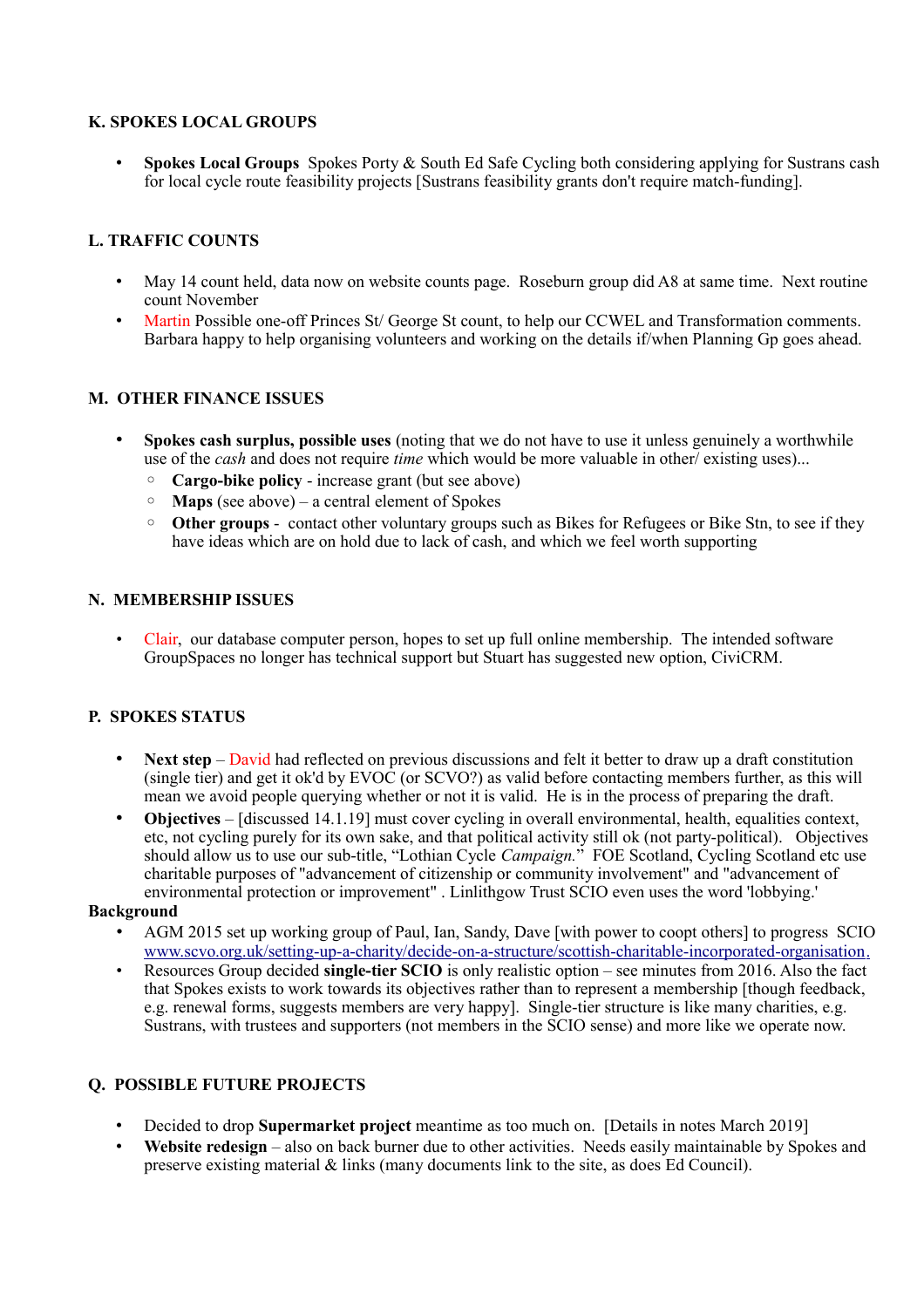### K. SPOKES LOCAL GROUPS

- **Spokes Local Groups** Spokes Porty & South Ed Safe Cycling both considering applying for Sustrans cash for local cycle route feasibility projects [Sustrans feasibility grants don't require match-funding].

### L. TRAFFIC COUNTS

- May 14 count held, data now on website counts page. Roseburn group did A8 at same time. Next routine count November
- Martin Possible one-off Princes St/ George St count, to help our CCWEL and Transformation comments. Barbara happy to help organising volunteers and working on the details if/when Planning Gp goes ahead.

### M. OTHER FINANCE ISSUES

- **Spokes cash surplus, possible uses** (noting that we do not have to use it unless genuinely a worthwhile use of the *cash* and does not require *time* which would be more valuable in other/ existing uses)...
  - **Cargo-bike policy** - increase grant (but see above)
  - **Maps** (see above) – a central element of Spokes
  - **Other groups** - contact other voluntary groups such as Bikes for Refugees or Bike Stn, to see if they have ideas which are on hold due to lack of cash, and which we feel worth supporting

### N. MEMBERSHIP ISSUES

- Clair, our database computer person, hopes to set up full online membership. The intended software GroupSpaces no longer has technical support but Stuart has suggested new option, CiviCRM.

### P. SPOKES STATUS

- **Next step** – David had reflected on previous discussions and felt it better to draw up a draft constitution (single tier) and get it ok'd by EVOC (or SCVO?) as valid before contacting members further, as this will mean we avoid people querying whether or not it is valid. He is in the process of preparing the draft.
- **Objectives** – [discussed 14.1.19] must cover cycling in overall environmental, health, equalities context, etc, not cycling purely for its own sake, and that political activity still ok (not party-political). Objectives should allow us to use our sub-title, "Lothian Cycle *Campaign.*" FOE Scotland, Cycling Scotland etc use charitable purposes of "advancement of citizenship or community involvement" and "advancement of environmental protection or improvement" . Linlithgow Trust SCIO even uses the word 'lobbying.'

**Background**

- AGM 2015 set up working group of Paul, Ian, Sandy, Dave [with power to coopt others] to progress SCIO www.scvo.org.uk/setting-up-a-charity/decide-on-a-structure/scottish-charitable-incorporated-organisation.
- Resources Group decided **single-tier SCIO** is only realistic option – see minutes from 2016. Also the fact that Spokes exists to work towards its objectives rather than to represent a membership [though feedback, e.g. renewal forms, suggests members are very happy]. Single-tier structure is like many charities, e.g. Sustrans, with trustees and supporters (not members in the SCIO sense) and more like we operate now.

### Q. POSSIBLE FUTURE PROJECTS

- Decided to drop **Supermarket project** meantime as too much on. [Details in notes March 2019]
- **Website redesign** – also on back burner due to other activities. Needs easily maintainable by Spokes and preserve existing material & links (many documents link to the site, as does Ed Council).